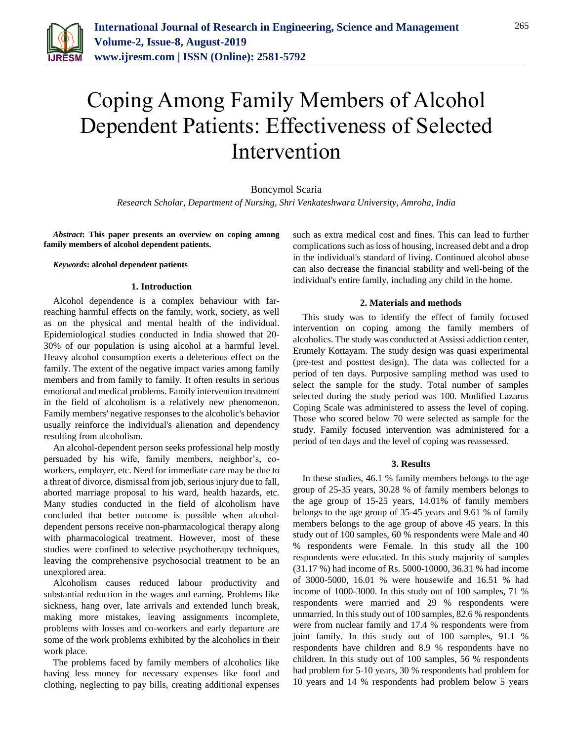# Coping Among Family Members of Alcohol Dependent Patients: Effectiveness of Selected Intervention

Boncymol Scaria

*Research Scholar, Department of Nursing, Shri Venkateshwara University, Amroha, India*

***Abstract*: This paper presents an overview on coping among family members of alcohol dependent patients.**

***Keywords*: alcohol dependent patients**

## 1. Introduction

Alcohol dependence is a complex behaviour with far-reaching harmful effects on the family, work, society, as well as on the physical and mental health of the individual. Epidemiological studies conducted in India showed that 20-30% of our population is using alcohol at a harmful level. Heavy alcohol consumption exerts a deleterious effect on the family. The extent of the negative impact varies among family members and from family to family. It often results in serious emotional and medical problems. Family intervention treatment in the field of alcoholism is a relatively new phenomenon. Family members' negative responses to the alcoholic's behavior usually reinforce the individual's alienation and dependency resulting from alcoholism.

An alcohol-dependent person seeks professional help mostly persuaded by his wife, family members, neighbor's, co-workers, employer, etc. Need for immediate care may be due to a threat of divorce, dismissal from job, serious injury due to fall, aborted marriage proposal to his ward, health hazards, etc. Many studies conducted in the field of alcoholism have concluded that better outcome is possible when alcohol-dependent persons receive non-pharmacological therapy along with pharmacological treatment. However, most of these studies were confined to selective psychotherapy techniques, leaving the comprehensive psychosocial treatment to be an unexplored area.

Alcoholism causes reduced labour productivity and substantial reduction in the wages and earning. Problems like sickness, hang over, late arrivals and extended lunch break, making more mistakes, leaving assignments incomplete, problems with losses and co-workers and early departure are some of the work problems exhibited by the alcoholics in their work place.

The problems faced by family members of alcoholics like having less money for necessary expenses like food and clothing, neglecting to pay bills, creating additional expenses such as extra medical cost and fines. This can lead to further complications such as loss of housing, increased debt and a drop in the individual's standard of living. Continued alcohol abuse can also decrease the financial stability and well-being of the individual's entire family, including any child in the home.

## 2. Materials and methods

This study was to identify the effect of family focused intervention on coping among the family members of alcoholics. The study was conducted at Assissi addiction center, Erumely Kottayam. The study design was quasi experimental (pre-test and posttest design). The data was collected for a period of ten days. Purposive sampling method was used to select the sample for the study. Total number of samples selected during the study period was 100. Modified Lazarus Coping Scale was administered to assess the level of coping. Those who scored below 70 were selected as sample for the study. Family focused intervention was administered for a period of ten days and the level of coping was reassessed.

## 3. Results

In these studies, 46.1 % family members belongs to the age group of 25-35 years, 30.28 % of family members belongs to the age group of 15-25 years, 14.01% of family members belongs to the age group of 35-45 years and 9.61 % of family members belongs to the age group of above 45 years. In this study out of 100 samples, 60 % respondents were Male and 40 % respondents were Female. In this study all the 100 respondents were educated. In this study majority of samples (31.17 %) had income of Rs. 5000-10000, 36.31 % had income of 3000-5000, 16.01 % were housewife and 16.51 % had income of 1000-3000. In this study out of 100 samples, 71 % respondents were married and 29 % respondents were unmarried. In this study out of 100 samples, 82.6 % respondents were from nuclear family and 17.4 % respondents were from joint family. In this study out of 100 samples, 91.1 % respondents have children and 8.9 % respondents have no children. In this study out of 100 samples, 56 % respondents had problem for 5-10 years, 30 % respondents had problem for 10 years and 14 % respondents had problem below 5 years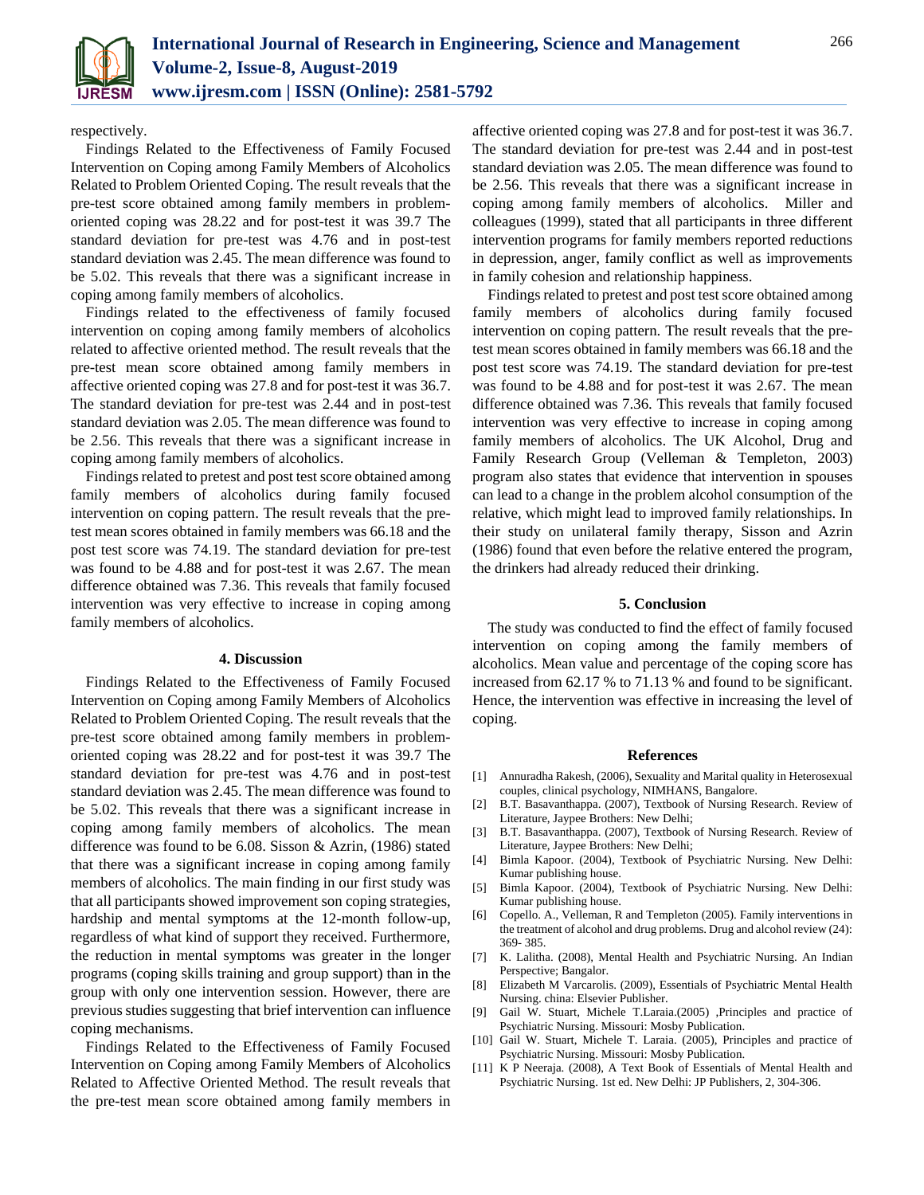respectively.

Findings Related to the Effectiveness of Family Focused Intervention on Coping among Family Members of Alcoholics Related to Problem Oriented Coping. The result reveals that the pre-test score obtained among family members in problem-oriented coping was 28.22 and for post-test it was 39.7 The standard deviation for pre-test was 4.76 and in post-test standard deviation was 2.45. The mean difference was found to be 5.02. This reveals that there was a significant increase in coping among family members of alcoholics.

Findings related to the effectiveness of family focused intervention on coping among family members of alcoholics related to affective oriented method. The result reveals that the pre-test mean score obtained among family members in affective oriented coping was 27.8 and for post-test it was 36.7. The standard deviation for pre-test was 2.44 and in post-test standard deviation was 2.05. The mean difference was found to be 2.56. This reveals that there was a significant increase in coping among family members of alcoholics.

Findings related to pretest and post test score obtained among family members of alcoholics during family focused intervention on coping pattern. The result reveals that the pre-test mean scores obtained in family members was 66.18 and the post test score was 74.19. The standard deviation for pre-test was found to be 4.88 and for post-test it was 2.67. The mean difference obtained was 7.36. This reveals that family focused intervention was very effective to increase in coping among family members of alcoholics.

## 4. Discussion

Findings Related to the Effectiveness of Family Focused Intervention on Coping among Family Members of Alcoholics Related to Problem Oriented Coping. The result reveals that the pre-test score obtained among family members in problem-oriented coping was 28.22 and for post-test it was 39.7 The standard deviation for pre-test was 4.76 and in post-test standard deviation was 2.45. The mean difference was found to be 5.02. This reveals that there was a significant increase in coping among family members of alcoholics. The mean difference was found to be 6.08. Sisson & Azrin, (1986) stated that there was a significant increase in coping among family members of alcoholics. The main finding in our first study was that all participants showed improvement son coping strategies, hardship and mental symptoms at the 12-month follow-up, regardless of what kind of support they received. Furthermore, the reduction in mental symptoms was greater in the longer programs (coping skills training and group support) than in the group with only one intervention session. However, there are previous studies suggesting that brief intervention can influence coping mechanisms.

Findings Related to the Effectiveness of Family Focused Intervention on Coping among Family Members of Alcoholics Related to Affective Oriented Method. The result reveals that the pre-test mean score obtained among family members in affective oriented coping was 27.8 and for post-test it was 36.7. The standard deviation for pre-test was 2.44 and in post-test standard deviation was 2.05. The mean difference was found to be 2.56. This reveals that there was a significant increase in coping among family members of alcoholics. Miller and colleagues (1999), stated that all participants in three different intervention programs for family members reported reductions in depression, anger, family conflict as well as improvements in family cohesion and relationship happiness.

Findings related to pretest and post test score obtained among family members of alcoholics during family focused intervention on coping pattern. The result reveals that the pre-test mean scores obtained in family members was 66.18 and the post test score was 74.19. The standard deviation for pre-test was found to be 4.88 and for post-test it was 2.67. The mean difference obtained was 7.36. This reveals that family focused intervention was very effective to increase in coping among family members of alcoholics. The UK Alcohol, Drug and Family Research Group (Velleman & Templeton, 2003) program also states that evidence that intervention in spouses can lead to a change in the problem alcohol consumption of the relative, which might lead to improved family relationships. In their study on unilateral family therapy, Sisson and Azrin (1986) found that even before the relative entered the program, the drinkers had already reduced their drinking.

## 5. Conclusion

The study was conducted to find the effect of family focused intervention on coping among the family members of alcoholics. Mean value and percentage of the coping score has increased from 62.17 % to 71.13 % and found to be significant. Hence, the intervention was effective in increasing the level of coping.

## References

[1] Annuradha Rakesh, (2006), Sexuality and Marital quality in Heterosexual couples, clinical psychology, NIMHANS, Bangalore.
[2] B.T. Basavanthappa. (2007), Textbook of Nursing Research. Review of Literature, Jaypee Brothers: New Delhi;
[3] B.T. Basavanthappa. (2007), Textbook of Nursing Research. Review of Literature, Jaypee Brothers: New Delhi;
[4] Bimla Kapoor. (2004), Textbook of Psychiatric Nursing. New Delhi: Kumar publishing house.
[5] Bimla Kapoor. (2004), Textbook of Psychiatric Nursing. New Delhi: Kumar publishing house.
[6] Copello. A., Velleman, R and Templeton (2005). Family interventions in the treatment of alcohol and drug problems. Drug and alcohol review (24): 369- 385.
[7] K. Lalitha. (2008), Mental Health and Psychiatric Nursing. An Indian Perspective; Bangalor.
[8] Elizabeth M Varcarolis. (2009), Essentials of Psychiatric Mental Health Nursing. china: Elsevier Publisher.
[9] Gail W. Stuart, Michele T.Laraia.(2005) ,Principles and practice of Psychiatric Nursing. Missouri: Mosby Publication.
[10] Gail W. Stuart, Michele T. Laraia. (2005), Principles and practice of Psychiatric Nursing. Missouri: Mosby Publication.
[11] K P Neeraja. (2008), A Text Book of Essentials of Mental Health and Psychiatric Nursing. 1st ed. New Delhi: JP Publishers, 2, 304-306.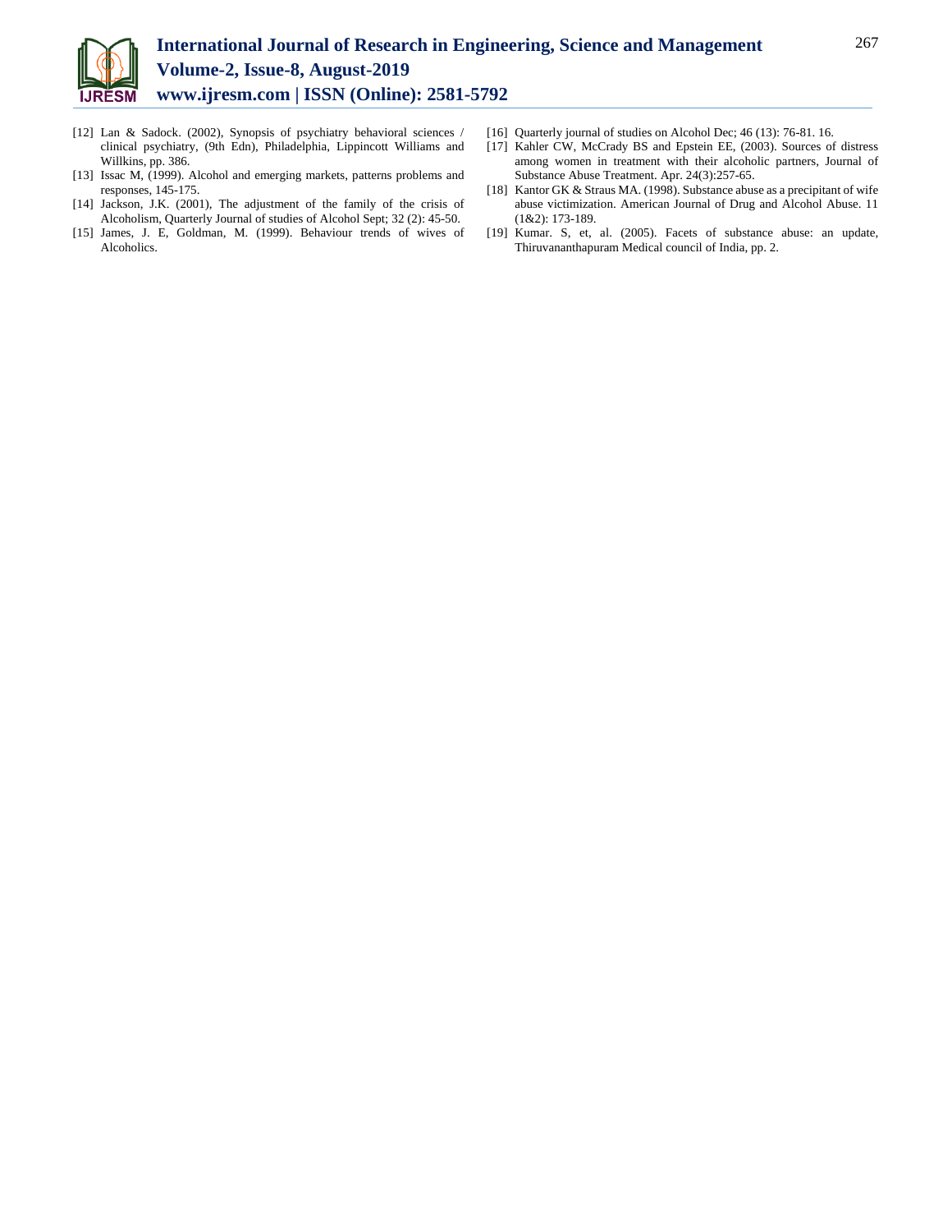[12] Lan & Sadock. (2002), Synopsis of psychiatry behavioral sciences / clinical psychiatry, (9th Edn), Philadelphia, Lippincott Williams and Willkins, pp. 386.

[13] Issac M, (1999). Alcohol and emerging markets, patterns problems and responses, 145-175.

[14] Jackson, J.K. (2001), The adjustment of the family of the crisis of Alcoholism, Quarterly Journal of studies of Alcohol Sept; 32 (2): 45-50.

[15] James, J. E, Goldman, M. (1999). Behaviour trends of wives of Alcoholics.

[16] Quarterly journal of studies on Alcohol Dec; 46 (13): 76-81. 16.

[17] Kahler CW, McCrady BS and Epstein EE, (2003). Sources of distress among women in treatment with their alcoholic partners, Journal of Substance Abuse Treatment. Apr. 24(3):257-65.

[18] Kantor GK & Straus MA. (1998). Substance abuse as a precipitant of wife abuse victimization. American Journal of Drug and Alcohol Abuse. 11 (1&2): 173-189.

[19] Kumar. S, et, al. (2005). Facets of substance abuse: an update, Thiruvananthapuram Medical council of India, pp. 2.